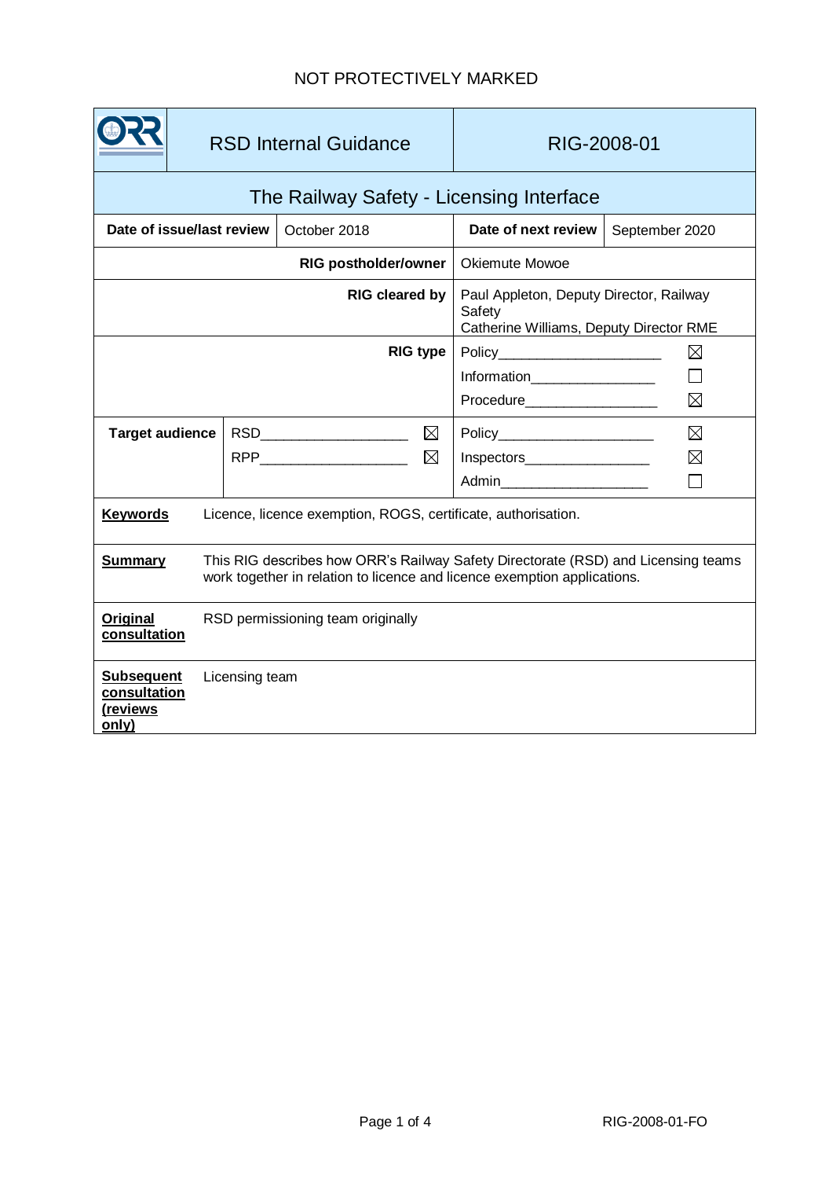NOT PROTECTIVELY MARKED

| | RSD Internal Guidance | | RIG-2008-01 | |
|---|---|---|---|---|
| **The Railway Safety - Licensing Interface** | | | | |
| **Date of issue/last review** | October 2018 | | **Date of next review** | September 2020 |
| | | **RIG postholder/owner** | Okiemute Mowoe | |
| | | **RIG cleared by** | Paul Appleton, Deputy Director, Railway Safety<br>Catherine Williams, Deputy Director RME | |
| | | **RIG type** | Policy ☒<br>Information ☐<br>Procedure ☒ | |
| **Target audience** | RSD ☒<br>RPP ☒ | | Policy ☒<br>Inspectors ☒<br>Admin ☐ | |

**Keywords** Licence, licence exemption, ROGS, certificate, authorisation.

**Summary** This RIG describes how ORR's Railway Safety Directorate (RSD) and Licensing teams work together in relation to licence and licence exemption applications.

**Original consultation** RSD permissioning team originally

**Subsequent consultation (reviews only)** Licensing team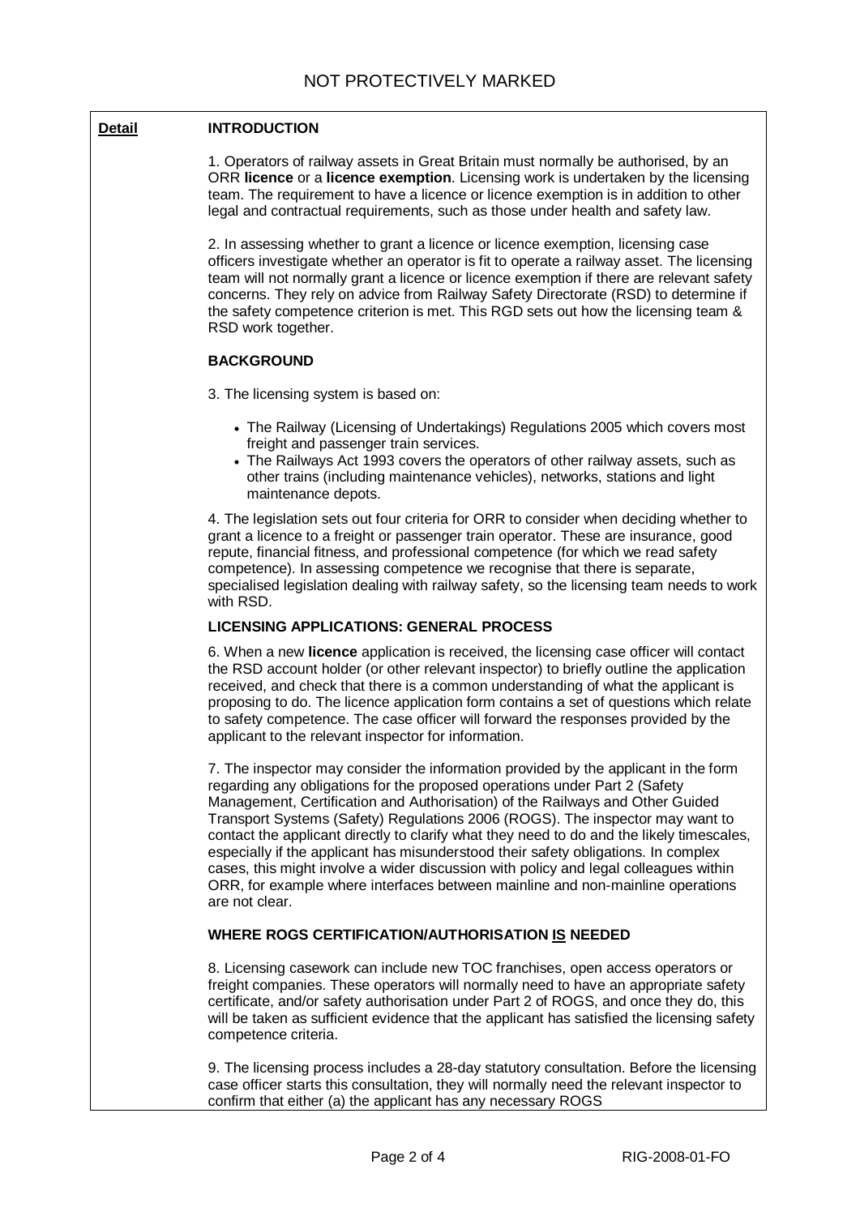**Detail**

## INTRODUCTION

1. Operators of railway assets in Great Britain must normally be authorised, by an ORR **licence** or a **licence exemption**. Licensing work is undertaken by the licensing team. The requirement to have a licence or licence exemption is in addition to other legal and contractual requirements, such as those under health and safety law.

2. In assessing whether to grant a licence or licence exemption, licensing case officers investigate whether an operator is fit to operate a railway asset. The licensing team will not normally grant a licence or licence exemption if there are relevant safety concerns. They rely on advice from Railway Safety Directorate (RSD) to determine if the safety competence criterion is met. This RGD sets out how the licensing team & RSD work together.

## BACKGROUND

3. The licensing system is based on:

- The Railway (Licensing of Undertakings) Regulations 2005 which covers most freight and passenger train services.
- The Railways Act 1993 covers the operators of other railway assets, such as other trains (including maintenance vehicles), networks, stations and light maintenance depots.

4. The legislation sets out four criteria for ORR to consider when deciding whether to grant a licence to a freight or passenger train operator. These are insurance, good repute, financial fitness, and professional competence (for which we read safety competence). In assessing competence we recognise that there is separate, specialised legislation dealing with railway safety, so the licensing team needs to work with RSD.

## LICENSING APPLICATIONS: GENERAL PROCESS

6. When a new **licence** application is received, the licensing case officer will contact the RSD account holder (or other relevant inspector) to briefly outline the application received, and check that there is a common understanding of what the applicant is proposing to do. The licence application form contains a set of questions which relate to safety competence. The case officer will forward the responses provided by the applicant to the relevant inspector for information.

7. The inspector may consider the information provided by the applicant in the form regarding any obligations for the proposed operations under Part 2 (Safety Management, Certification and Authorisation) of the Railways and Other Guided Transport Systems (Safety) Regulations 2006 (ROGS). The inspector may want to contact the applicant directly to clarify what they need to do and the likely timescales, especially if the applicant has misunderstood their safety obligations. In complex cases, this might involve a wider discussion with policy and legal colleagues within ORR, for example where interfaces between mainline and non-mainline operations are not clear.

## WHERE ROGS CERTIFICATION/AUTHORISATION IS NEEDED

8. Licensing casework can include new TOC franchises, open access operators or freight companies. These operators will normally need to have an appropriate safety certificate, and/or safety authorisation under Part 2 of ROGS, and once they do, this will be taken as sufficient evidence that the applicant has satisfied the licensing safety competence criteria.

9. The licensing process includes a 28-day statutory consultation. Before the licensing case officer starts this consultation, they will normally need the relevant inspector to confirm that either (a) the applicant has any necessary ROGS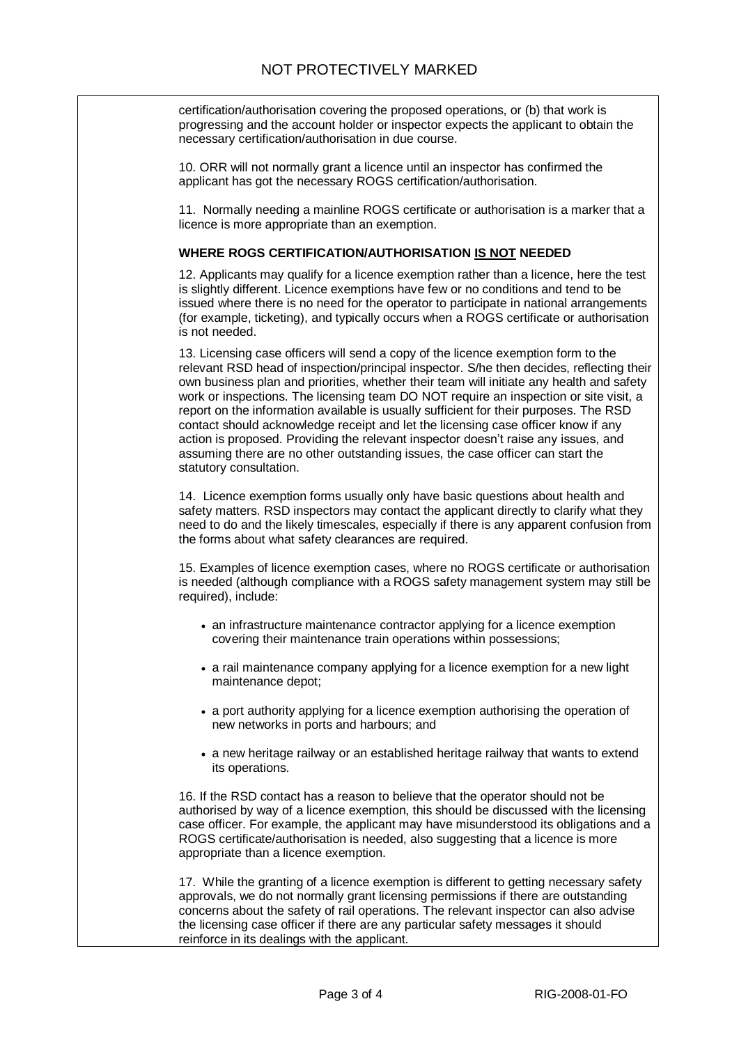certification/authorisation covering the proposed operations, or (b) that work is progressing and the account holder or inspector expects the applicant to obtain the necessary certification/authorisation in due course.

10. ORR will not normally grant a licence until an inspector has confirmed the applicant has got the necessary ROGS certification/authorisation.

11. Normally needing a mainline ROGS certificate or authorisation is a marker that a licence is more appropriate than an exemption.

**WHERE ROGS CERTIFICATION/AUTHORISATION IS NOT NEEDED**

12. Applicants may qualify for a licence exemption rather than a licence, here the test is slightly different. Licence exemptions have few or no conditions and tend to be issued where there is no need for the operator to participate in national arrangements (for example, ticketing), and typically occurs when a ROGS certificate or authorisation is not needed.

13. Licensing case officers will send a copy of the licence exemption form to the relevant RSD head of inspection/principal inspector. S/he then decides, reflecting their own business plan and priorities, whether their team will initiate any health and safety work or inspections. The licensing team DO NOT require an inspection or site visit, a report on the information available is usually sufficient for their purposes. The RSD contact should acknowledge receipt and let the licensing case officer know if any action is proposed. Providing the relevant inspector doesn't raise any issues, and assuming there are no other outstanding issues, the case officer can start the statutory consultation.

14. Licence exemption forms usually only have basic questions about health and safety matters. RSD inspectors may contact the applicant directly to clarify what they need to do and the likely timescales, especially if there is any apparent confusion from the forms about what safety clearances are required.

15. Examples of licence exemption cases, where no ROGS certificate or authorisation is needed (although compliance with a ROGS safety management system may still be required), include:

- an infrastructure maintenance contractor applying for a licence exemption covering their maintenance train operations within possessions;
- a rail maintenance company applying for a licence exemption for a new light maintenance depot;
- a port authority applying for a licence exemption authorising the operation of new networks in ports and harbours; and
- a new heritage railway or an established heritage railway that wants to extend its operations.

16. If the RSD contact has a reason to believe that the operator should not be authorised by way of a licence exemption, this should be discussed with the licensing case officer. For example, the applicant may have misunderstood its obligations and a ROGS certificate/authorisation is needed, also suggesting that a licence is more appropriate than a licence exemption.

17. While the granting of a licence exemption is different to getting necessary safety approvals, we do not normally grant licensing permissions if there are outstanding concerns about the safety of rail operations. The relevant inspector can also advise the licensing case officer if there are any particular safety messages it should reinforce in its dealings with the applicant.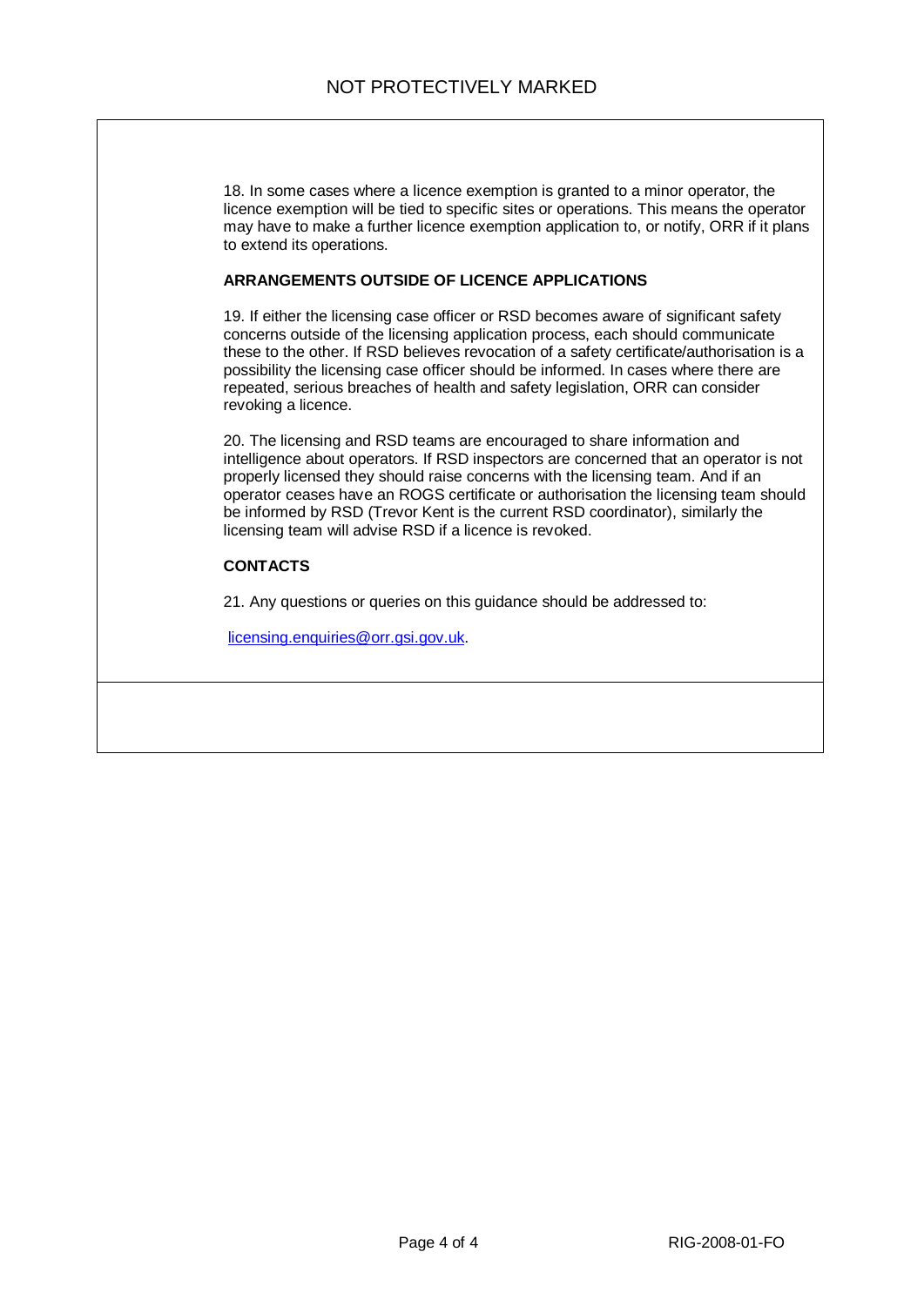18. In some cases where a licence exemption is granted to a minor operator, the licence exemption will be tied to specific sites or operations. This means the operator may have to make a further licence exemption application to, or notify, ORR if it plans to extend its operations.

## ARRANGEMENTS OUTSIDE OF LICENCE APPLICATIONS

19. If either the licensing case officer or RSD becomes aware of significant safety concerns outside of the licensing application process, each should communicate these to the other. If RSD believes revocation of a safety certificate/authorisation is a possibility the licensing case officer should be informed. In cases where there are repeated, serious breaches of health and safety legislation, ORR can consider revoking a licence.

20. The licensing and RSD teams are encouraged to share information and intelligence about operators. If RSD inspectors are concerned that an operator is not properly licensed they should raise concerns with the licensing team. And if an operator ceases have an ROGS certificate or authorisation the licensing team should be informed by RSD (Trevor Kent is the current RSD coordinator), similarly the licensing team will advise RSD if a licence is revoked.

## CONTACTS

21. Any questions or queries on this guidance should be addressed to:

licensing.enquiries@orr.gsi.gov.uk.